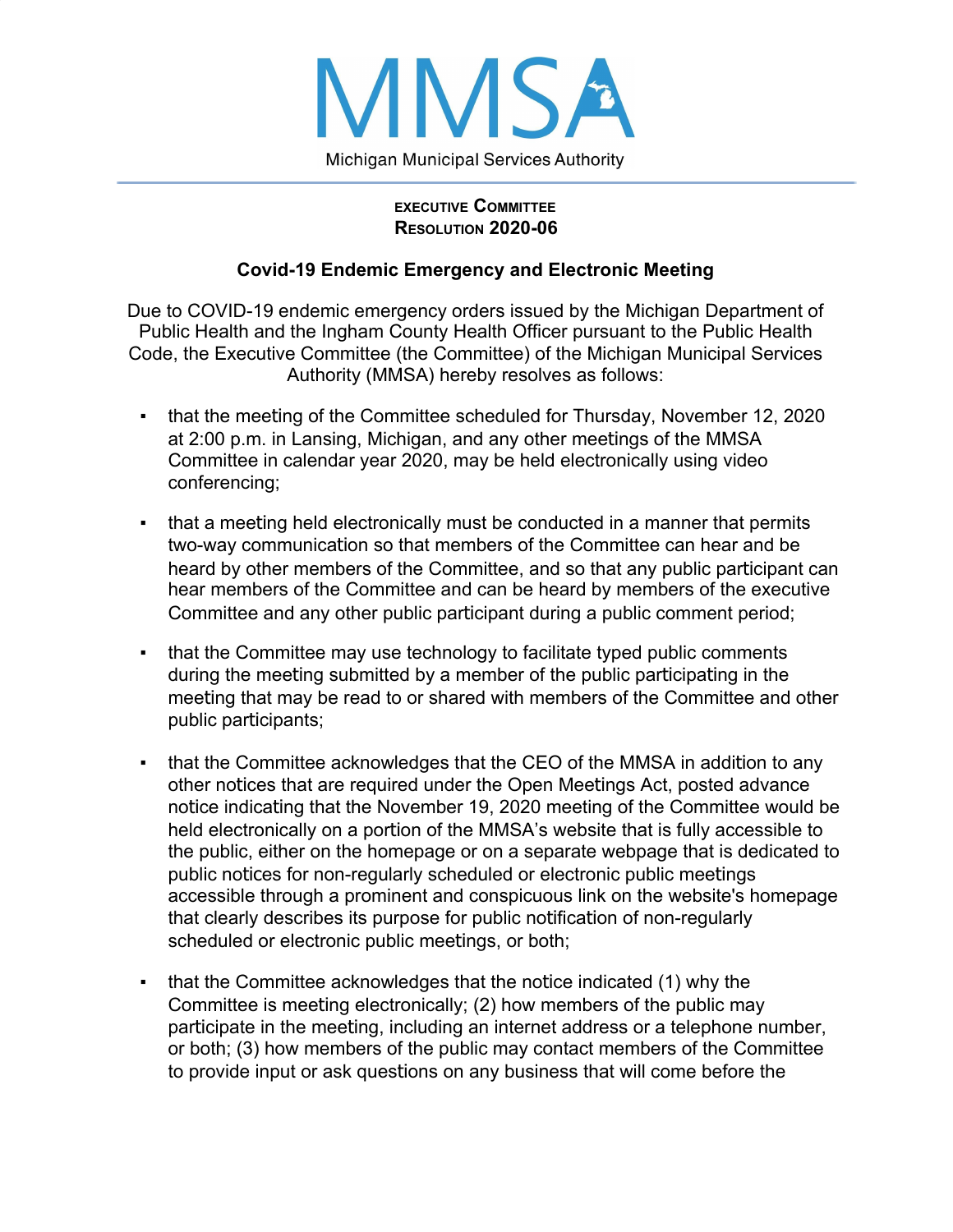# MMSA

Michigan Municipal Services Authority

**EXECUTIVE COMMITTEE**
**RESOLUTION 2020-06**

## Covid-19 Endemic Emergency and Electronic Meeting

Due to COVID-19 endemic emergency orders issued by the Michigan Department of Public Health and the Ingham County Health Officer pursuant to the Public Health Code, the Executive Committee (the Committee) of the Michigan Municipal Services Authority (MMSA) hereby resolves as follows:

- that the meeting of the Committee scheduled for Thursday, November 12, 2020 at 2:00 p.m. in Lansing, Michigan, and any other meetings of the MMSA Committee in calendar year 2020, may be held electronically using video conferencing;

- that a meeting held electronically must be conducted in a manner that permits two-way communication so that members of the Committee can hear and be heard by other members of the Committee, and so that any public participant can hear members of the Committee and can be heard by members of the executive Committee and any other public participant during a public comment period;

- that the Committee may use technology to facilitate typed public comments during the meeting submitted by a member of the public participating in the meeting that may be read to or shared with members of the Committee and other public participants;

- that the Committee acknowledges that the CEO of the MMSA in addition to any other notices that are required under the Open Meetings Act, posted advance notice indicating that the November 19, 2020 meeting of the Committee would be held electronically on a portion of the MMSA's website that is fully accessible to the public, either on the homepage or on a separate webpage that is dedicated to public notices for non-regularly scheduled or electronic public meetings accessible through a prominent and conspicuous link on the website's homepage that clearly describes its purpose for public notification of non-regularly scheduled or electronic public meetings, or both;

- that the Committee acknowledges that the notice indicated (1) why the Committee is meeting electronically; (2) how members of the public may participate in the meeting, including an internet address or a telephone number, or both; (3) how members of the public may contact members of the Committee to provide input or ask questions on any business that will come before the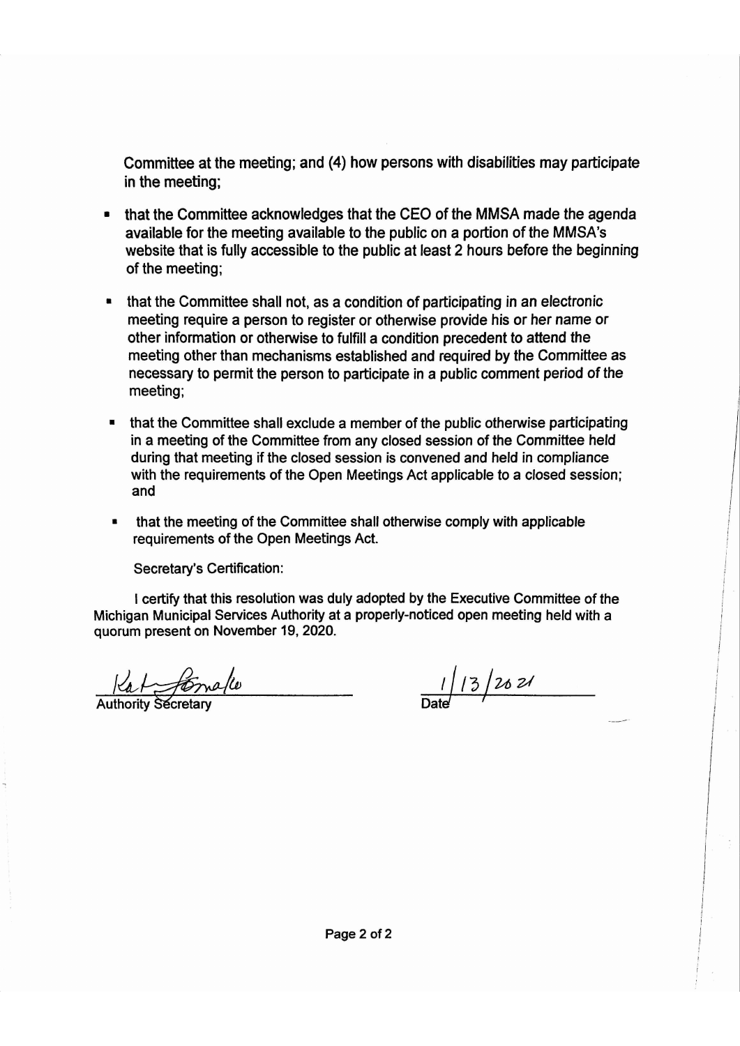Committee at the meeting; and (4) how persons with disabilities may participate in the meeting;

- that the Committee acknowledges that the CEO of the MMSA made the agenda available for the meeting available to the public on a portion of the MMSA's website that is fully accessible to the public at least 2 hours before the beginning of the meeting;
- that the Committee shall not, as a condition of participating in an electronic meeting require a person to register or otherwise provide his or her name or other information or otherwise to fulfill a condition precedent to attend the meeting other than mechanisms established and required by the Committee as necessary to permit the person to participate in a public comment period of the meeting;
- that the Committee shall exclude a member of the public otherwise participating in a meeting of the Committee from any closed session of the Committee held during that meeting if the closed session is convened and held in compliance with the requirements of the Open Meetings Act applicable to a closed session; and
- that the meeting of the Committee shall otherwise comply with applicable requirements of the Open Meetings Act.

Secretary's Certification:

I certify that this resolution was duly adopted by the Executive Committee of the Michigan Municipal Services Authority at a properly-noticed open meeting held with a quorum present on November 19, 2020.

Kat Fomalo
Authority Secretary

1/13/2021
Date